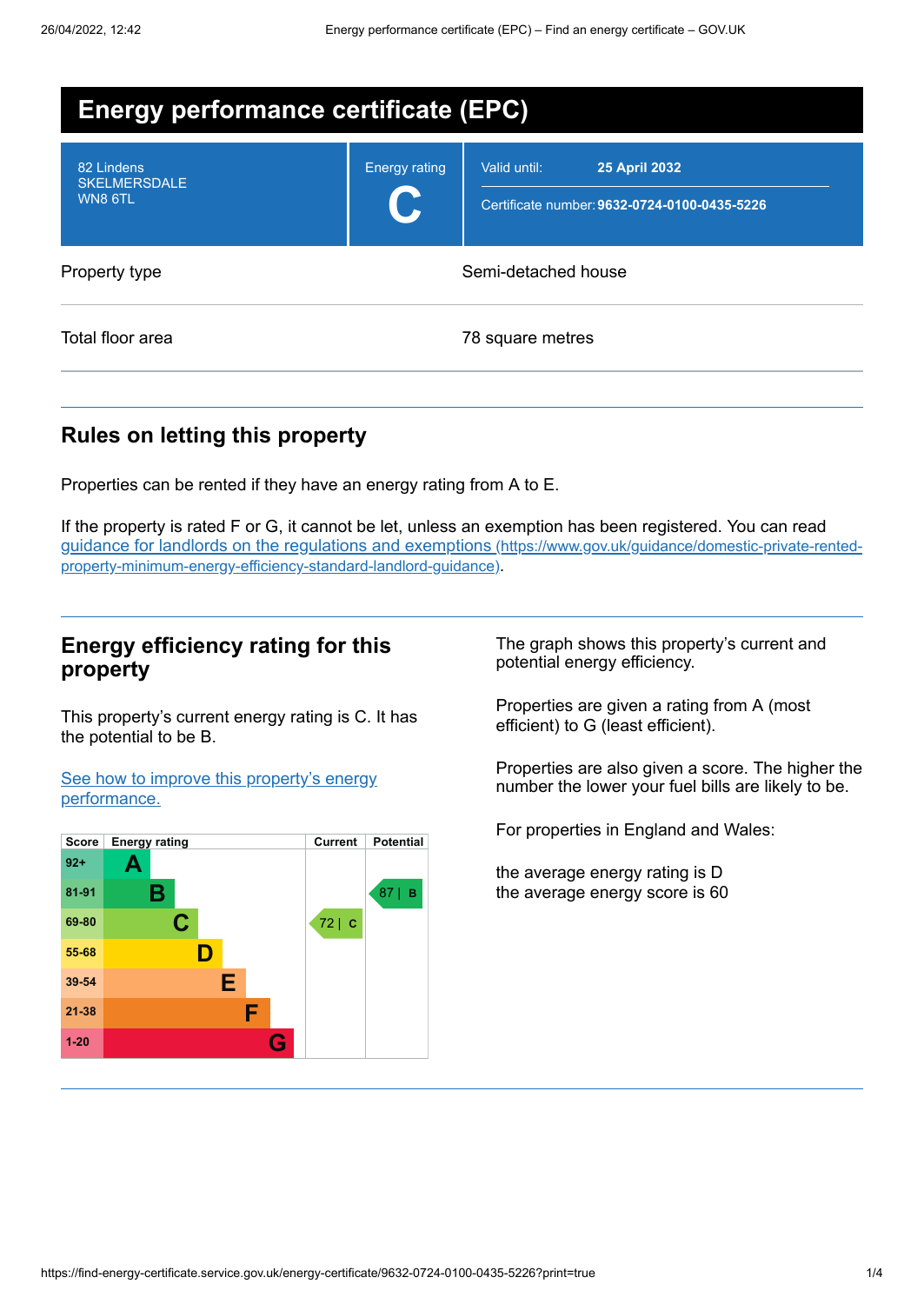# Energy performance certificate (EPC)

| | | |
|---|---|---|
| 82 Lindens<br>SKELMERSDALE<br>WN8 6TL | Energy rating<br>**C** | Valid until: **25 April 2032**<br>Certificate number: **9632-0724-0100-0435-5226** |

| | |
|---|---|
| Property type | Semi-detached house |
| Total floor area | 78 square metres |

## Rules on letting this property

Properties can be rented if they have an energy rating from A to E.

If the property is rated F or G, it cannot be let, unless an exemption has been registered. You can read [guidance for landlords on the regulations and exemptions (https://www.gov.uk/guidance/domestic-private-rented-property-minimum-energy-efficiency-standard-landlord-guidance)](https://www.gov.uk/guidance/domestic-private-rented-property-minimum-energy-efficiency-standard-landlord-guidance).

## Energy efficiency rating for this property

This property's current energy rating is C. It has the potential to be B.

[See how to improve this property's energy performance.]()

| Score | Energy rating | Current | Potential |
|---|---|---|---|
| 92+ | A | | |
| 81-91 | B | | 87 \| B |
| 69-80 | C | 72 \| C | |
| 55-68 | D | | |
| 39-54 | E | | |
| 21-38 | F | | |
| 1-20 | G | | |

The graph shows this property's current and potential energy efficiency.

Properties are given a rating from A (most efficient) to G (least efficient).

Properties are also given a score. The higher the number the lower your fuel bills are likely to be.

For properties in England and Wales:

the average energy rating is D
the average energy score is 60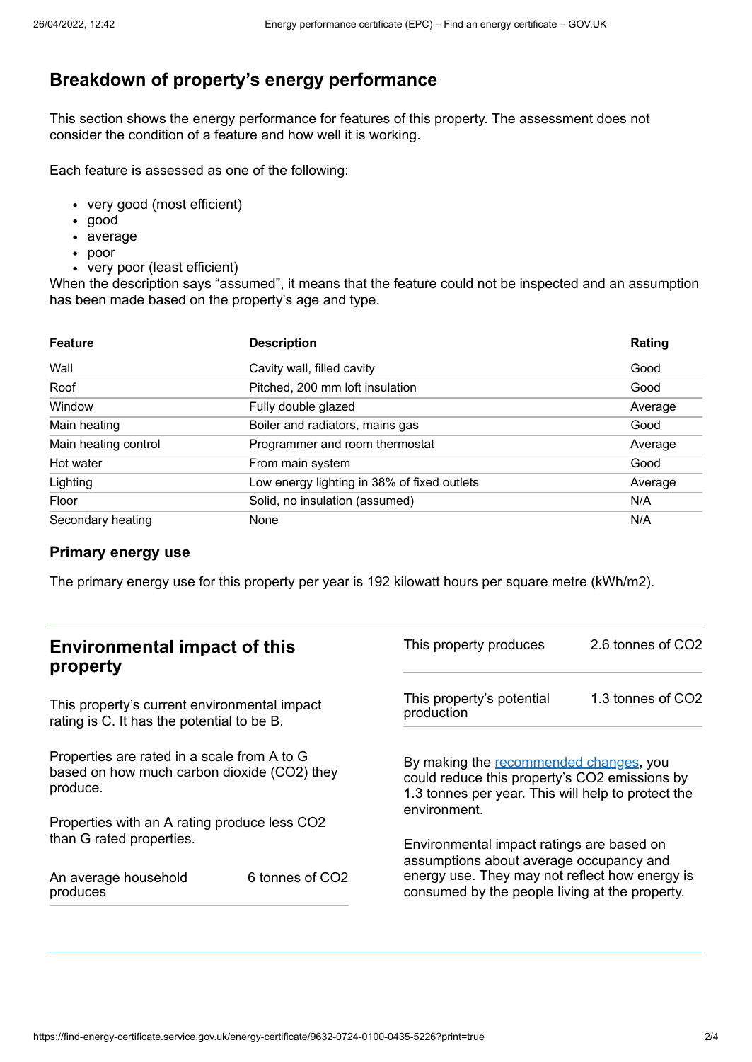## Breakdown of property's energy performance

This section shows the energy performance for features of this property. The assessment does not consider the condition of a feature and how well it is working.

Each feature is assessed as one of the following:

- very good (most efficient)
- good
- average
- poor
- very poor (least efficient)

When the description says "assumed", it means that the feature could not be inspected and an assumption has been made based on the property's age and type.

| Feature | Description | Rating |
| --- | --- | --- |
| Wall | Cavity wall, filled cavity | Good |
| Roof | Pitched, 200 mm loft insulation | Good |
| Window | Fully double glazed | Average |
| Main heating | Boiler and radiators, mains gas | Good |
| Main heating control | Programmer and room thermostat | Average |
| Hot water | From main system | Good |
| Lighting | Low energy lighting in 38% of fixed outlets | Average |
| Floor | Solid, no insulation (assumed) | N/A |
| Secondary heating | None | N/A |

### Primary energy use

The primary energy use for this property per year is 192 kilowatt hours per square metre (kWh/m2).

## Environmental impact of this property

This property's current environmental impact rating is C. It has the potential to be B.

Properties are rated in a scale from A to G based on how much carbon dioxide ($CO_2$) they produce.

Properties with an A rating produce less $CO_2$ than G rated properties.

| | |
| --- | --- |
| An average household produces | 6 tonnes of $CO_2$ |
| This property produces | 2.6 tonnes of $CO_2$ |
| This property's potential production | 1.3 tonnes of $CO_2$ |

By making the recommended changes, you could reduce this property's $CO_2$ emissions by 1.3 tonnes per year. This will help to protect the environment.

Environmental impact ratings are based on assumptions about average occupancy and energy use. They may not reflect how energy is consumed by the people living at the property.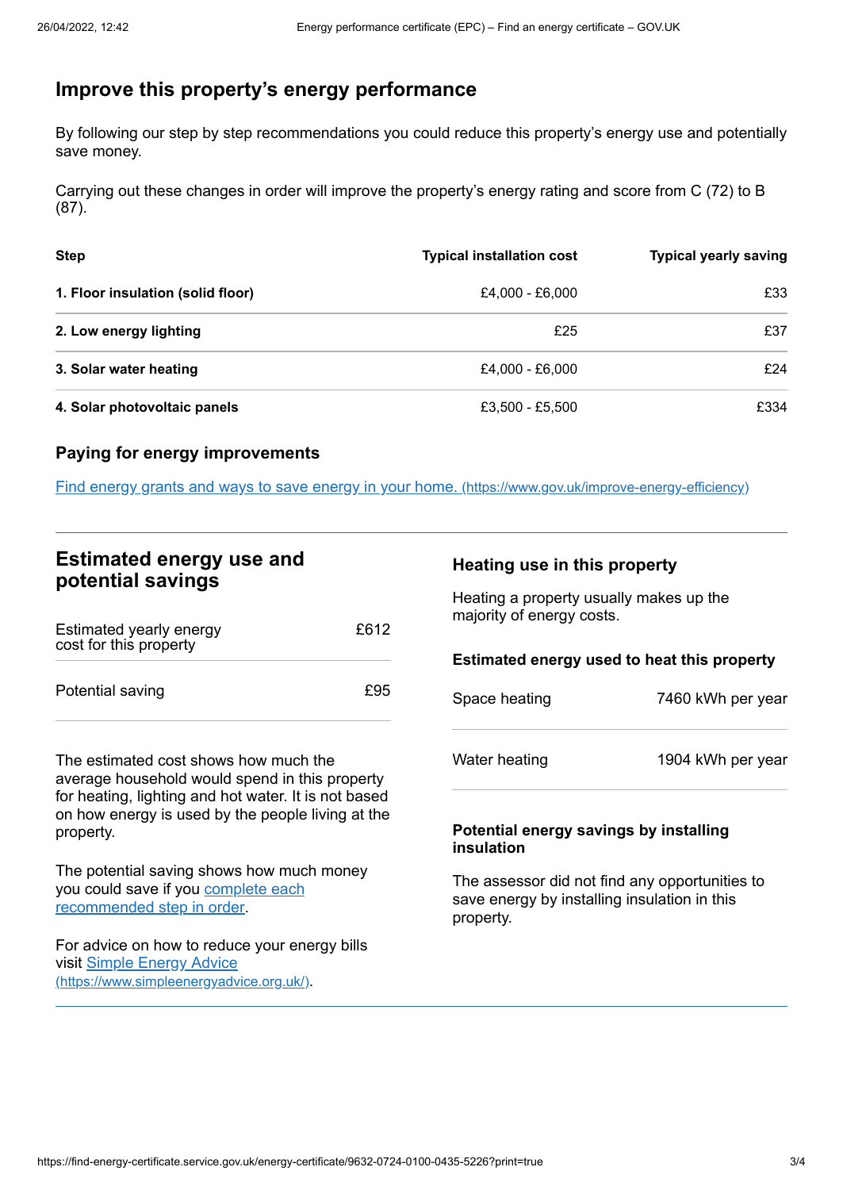## Improve this property's energy performance

By following our step by step recommendations you could reduce this property's energy use and potentially save money.

Carrying out these changes in order will improve the property's energy rating and score from C (72) to B (87).

| Step | Typical installation cost | Typical yearly saving |
|---|---|---|
| **1. Floor insulation (solid floor)** | £4,000 - £6,000 | £33 |
| **2. Low energy lighting** | £25 | £37 |
| **3. Solar water heating** | £4,000 - £6,000 | £24 |
| **4. Solar photovoltaic panels** | £3,500 - £5,500 | £334 |

### Paying for energy improvements

[Find energy grants and ways to save energy in your home.](https://www.gov.uk/improve-energy-efficiency) (https://www.gov.uk/improve-energy-efficiency)

## Estimated energy use and potential savings

| | |
|---|---|
| Estimated yearly energy cost for this property | £612 |
| Potential saving | £95 |

The estimated cost shows how much the average household would spend in this property for heating, lighting and hot water. It is not based on how energy is used by the people living at the property.

The potential saving shows how much money you could save if you [complete each recommended step in order](#).

For advice on how to reduce your energy bills visit [Simple Energy Advice](https://www.simpleenergyadvice.org.uk/) (https://www.simpleenergyadvice.org.uk/).

### Heating use in this property

Heating a property usually makes up the majority of energy costs.

#### Estimated energy used to heat this property

| | |
|---|---|
| Space heating | 7460 kWh per year |
| Water heating | 1904 kWh per year |

#### Potential energy savings by installing insulation

The assessor did not find any opportunities to save energy by installing insulation in this property.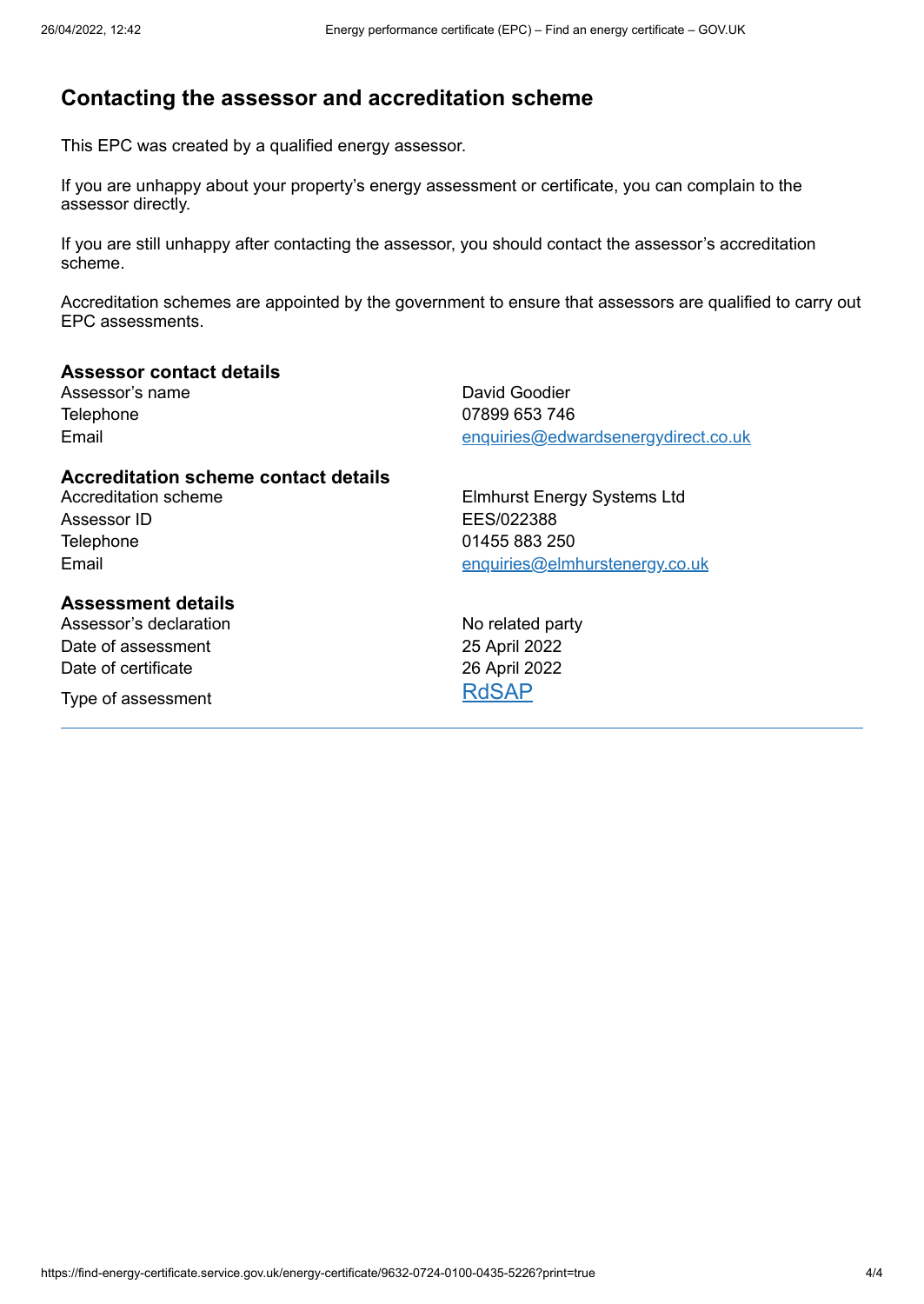## Contacting the assessor and accreditation scheme

This EPC was created by a qualified energy assessor.

If you are unhappy about your property's energy assessment or certificate, you can complain to the assessor directly.

If you are still unhappy after contacting the assessor, you should contact the assessor's accreditation scheme.

Accreditation schemes are appointed by the government to ensure that assessors are qualified to carry out EPC assessments.

### Assessor contact details

| | |
|---|---|
| Assessor's name | David Goodier |
| Telephone | 07899 653 746 |
| Email | enquiries@edwardsenergydirect.co.uk |

### Accreditation scheme contact details

| | |
|---|---|
| Accreditation scheme | Elmhurst Energy Systems Ltd |
| Assessor ID | EES/022388 |
| Telephone | 01455 883 250 |
| Email | enquiries@elmhurstenergy.co.uk |

### Assessment details

| | |
|---|---|
| Assessor's declaration | No related party |
| Date of assessment | 25 April 2022 |
| Date of certificate | 26 April 2022 |
| Type of assessment | RdSAP |